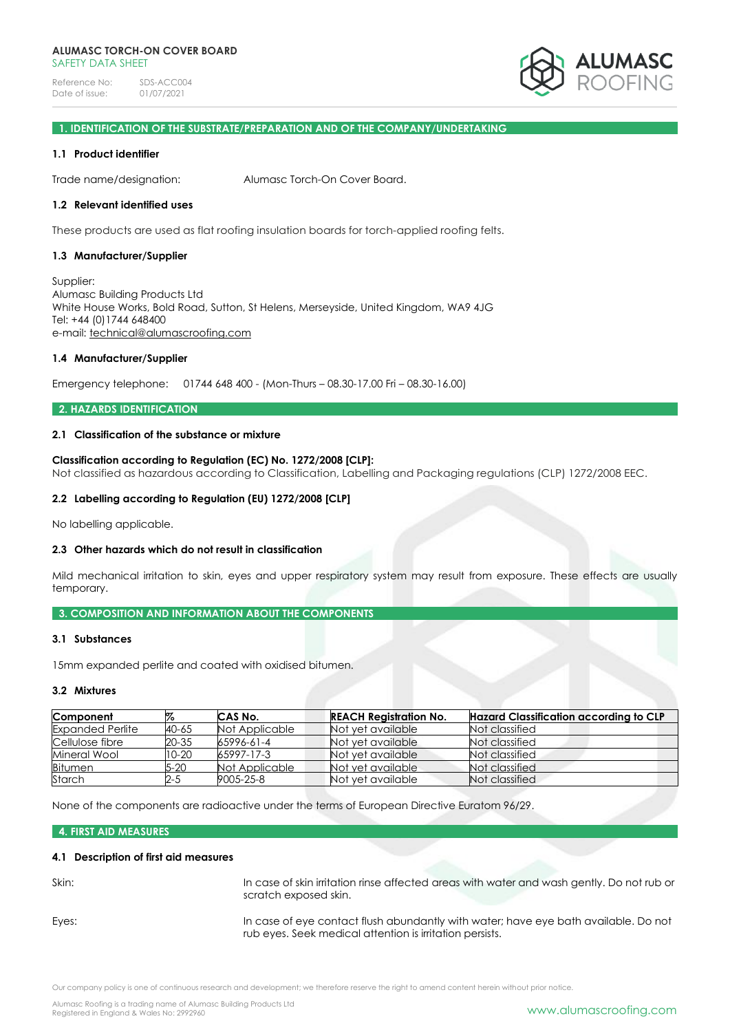**ALUMASC TORCH-ON COVER BOARD**
SAFETY DATA SHEET

Reference No: SDS-ACC004
Date of issue: 01/07/2021

## 1. IDENTIFICATION OF THE SUBSTRATE/PREPARATION AND OF THE COMPANY/UNDERTAKING

### 1.1 Product identifier

Trade name/designation: Alumasc Torch-On Cover Board.

### 1.2 Relevant identified uses

These products are used as flat roofing insulation boards for torch-applied roofing felts.

### 1.3 Manufacturer/Supplier

Supplier:
Alumasc Building Products Ltd
White House Works, Bold Road, Sutton, St Helens, Merseyside, United Kingdom, WA9 4JG
Tel: +44 (0)1744 648400
e-mail: technical@alumascroofing.com

### 1.4 Manufacturer/Supplier

Emergency telephone: 01744 648 400 - (Mon-Thurs – 08.30-17.00 Fri – 08.30-16.00)

## 2. HAZARDS IDENTIFICATION

### 2.1 Classification of the substance or mixture

**Classification according to Regulation (EC) No. 1272/2008 [CLP]:**
Not classified as hazardous according to Classification, Labelling and Packaging regulations (CLP) 1272/2008 EEC.

### 2.2 Labelling according to Regulation (EU) 1272/2008 [CLP]

No labelling applicable.

### 2.3 Other hazards which do not result in classification

Mild mechanical irritation to skin, eyes and upper respiratory system may result from exposure. These effects are usually temporary.

## 3. COMPOSITION AND INFORMATION ABOUT THE COMPONENTS

### 3.1 Substances

15mm expanded perlite and coated with oxidised bitumen.

### 3.2 Mixtures

| Component | % | CAS No. | REACH Registration No. | Hazard Classification according to CLP |
|---|---|---|---|---|
| Expanded Perlite | 40-65 | Not Applicable | Not yet available | Not classified |
| Cellulose fibre | 20-35 | 65996-61-4 | Not yet available | Not classified |
| Mineral Wool | 10-20 | 65997-17-3 | Not yet available | Not classified |
| Bitumen | 5-20 | Not Applicable | Not yet available | Not classified |
| Starch | 2-5 | 9005-25-8 | Not yet available | Not classified |

None of the components are radioactive under the terms of European Directive Euratom 96/29.

## 4. FIRST AID MEASURES

### 4.1 Description of first aid measures

Skin: In case of skin irritation rinse affected areas with water and wash gently. Do not rub or scratch exposed skin.

Eyes: In case of eye contact flush abundantly with water; have eye bath available. Do not rub eyes. Seek medical attention is irritation persists.

Our company policy is one of continuous research and development; we therefore reserve the right to amend content herein without prior notice.

Alumasc Roofing is a trading name of Alumasc Building Products Ltd
Registered in England & Wales No: 2992960

www.alumascroofing.com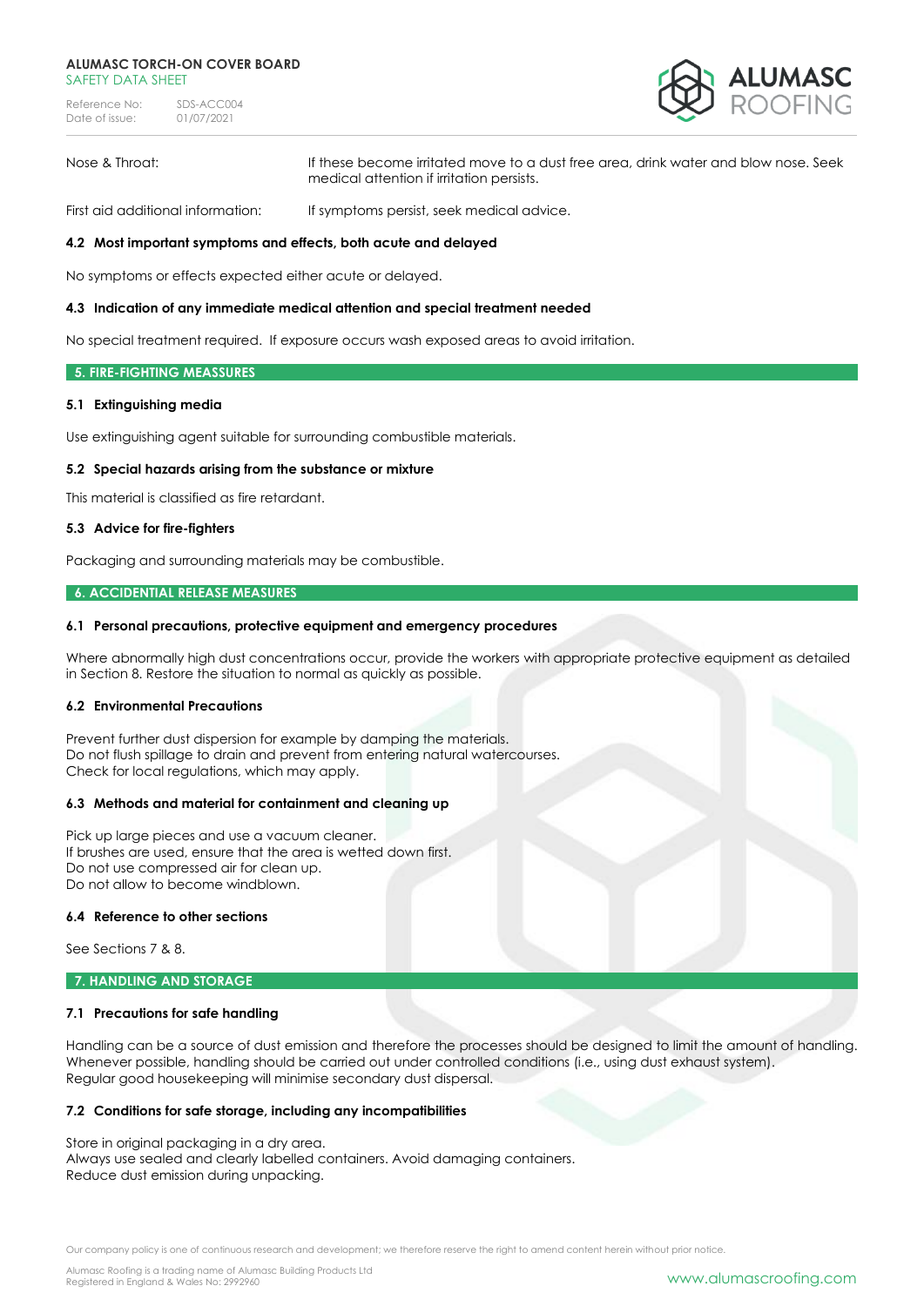| | |
|---|---|
| Nose & Throat: | If these become irritated move to a dust free area, drink water and blow nose. Seek medical attention if irritation persists. |
| First aid additional information: | If symptoms persist, seek medical advice. |

### 4.2 Most important symptoms and effects, both acute and delayed

No symptoms or effects expected either acute or delayed.

### 4.3 Indication of any immediate medical attention and special treatment needed

No special treatment required. If exposure occurs wash exposed areas to avoid irritation.

## 5. FIRE-FIGHTING MEASSURES

### 5.1 Extinguishing media

Use extinguishing agent suitable for surrounding combustible materials.

### 5.2 Special hazards arising from the substance or mixture

This material is classified as fire retardant.

### 5.3 Advice for fire-fighters

Packaging and surrounding materials may be combustible.

## 6. ACCIDENTIAL RELEASE MEASURES

### 6.1 Personal precautions, protective equipment and emergency procedures

Where abnormally high dust concentrations occur, provide the workers with appropriate protective equipment as detailed in Section 8. Restore the situation to normal as quickly as possible.

### 6.2 Environmental Precautions

Prevent further dust dispersion for example by damping the materials.
Do not flush spillage to drain and prevent from entering natural watercourses.
Check for local regulations, which may apply.

### 6.3 Methods and material for containment and cleaning up

Pick up large pieces and use a vacuum cleaner.
If brushes are used, ensure that the area is wetted down first.
Do not use compressed air for clean up.
Do not allow to become windblown.

### 6.4 Reference to other sections

See Sections 7 & 8.

## 7. HANDLING AND STORAGE

### 7.1 Precautions for safe handling

Handling can be a source of dust emission and therefore the processes should be designed to limit the amount of handling. Whenever possible, handling should be carried out under controlled conditions (i.e., using dust exhaust system).
Regular good housekeeping will minimise secondary dust dispersal.

### 7.2 Conditions for safe storage, including any incompatibilities

Store in original packaging in a dry area.
Always use sealed and clearly labelled containers. Avoid damaging containers.
Reduce dust emission during unpacking.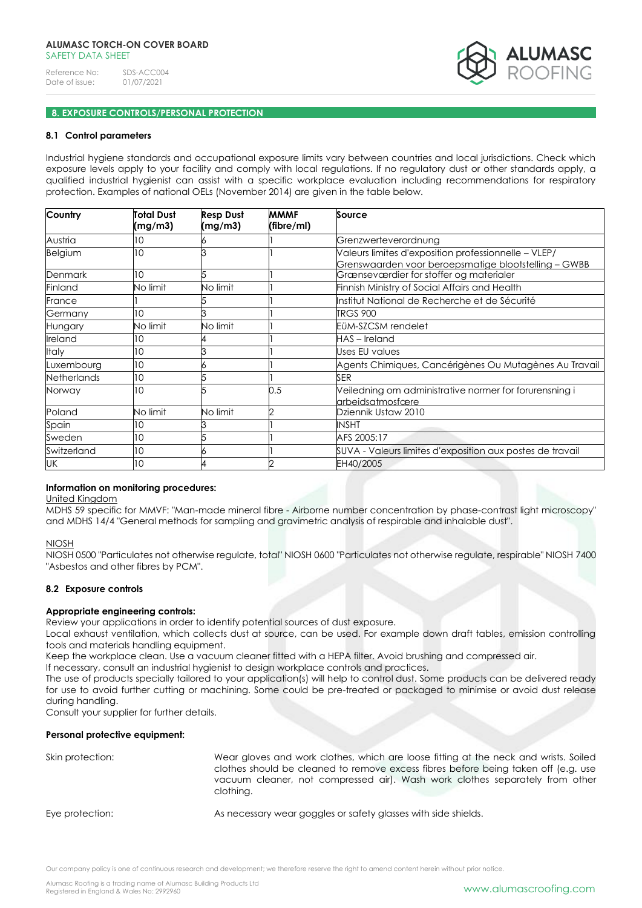## 8. EXPOSURE CONTROLS/PERSONAL PROTECTION

### 8.1 Control parameters

Industrial hygiene standards and occupational exposure limits vary between countries and local jurisdictions. Check which exposure levels apply to your facility and comply with local regulations. If no regulatory dust or other standards apply, a qualified industrial hygienist can assist with a specific workplace evaluation including recommendations for respiratory protection. Examples of national OELs (November 2014) are given in the table below.

| Country | Total Dust (mg/m3) | Resp Dust (mg/m3) | MMMF (fibre/ml) | Source |
|---|---|---|---|---|
| Austria | 10 | 6 | 1 | Grenzwerteverordnung |
| Belgium | 10 | 3 | 1 | Valeurs limites d'exposition professionnelle – VLEP/ Grenswaarden voor beroepsmatige blootstelling – GWBB |
| Denmark | 10 | 5 | 1 | Grænseværdier for stoffer og materialer |
| Finland | No limit | No limit | 1 | Finnish Ministry of Social Affairs and Health |
| France | 1 | 5 | 1 | Institut National de Recherche et de Sécurité |
| Germany | 10 | 3 | 1 | TRGS 900 |
| Hungary | No limit | No limit | 1 | EüM-SZCSM rendelet |
| Ireland | 10 | 4 | 1 | HAS – Ireland |
| Italy | 10 | 3 | 1 | Uses EU values |
| Luxembourg | 10 | 6 | 1 | Agents Chimiques, Cancérigènes Ou Mutagènes Au Travail |
| Netherlands | 10 | 5 | 1 | SER |
| Norway | 10 | 5 | 0.5 | Veiledning om administrative normer for forurensning i arbeidsatmosfære |
| Poland | No limit | No limit | 2 | Dziennik Ustaw 2010 |
| Spain | 10 | 3 | 1 | INSHT |
| Sweden | 10 | 5 | 1 | AFS 2005:17 |
| Switzerland | 10 | 6 | 1 | SUVA - Valeurs limites d'exposition aux postes de travail |
| UK | 10 | 4 | 2 | EH40/2005 |

**Information on monitoring procedures:**

United Kingdom

MDHS 59 specific for MMVF: "Man-made mineral fibre - Airborne number concentration by phase-contrast light microscopy" and MDHS 14/4 "General methods for sampling and gravimetric analysis of respirable and inhalable dust".

NIOSH

NIOSH 0500 "Particulates not otherwise regulate, total" NIOSH 0600 "Particulates not otherwise regulate, respirable" NIOSH 7400 "Asbestos and other fibres by PCM".

### 8.2 Exposure controls

**Appropriate engineering controls:**

Review your applications in order to identify potential sources of dust exposure.
Local exhaust ventilation, which collects dust at source, can be used. For example down draft tables, emission controlling tools and materials handling equipment.
Keep the workplace clean. Use a vacuum cleaner fitted with a HEPA filter. Avoid brushing and compressed air.
If necessary, consult an industrial hygienist to design workplace controls and practices.
The use of products specially tailored to your application(s) will help to control dust. Some products can be delivered ready for use to avoid further cutting or machining. Some could be pre-treated or packaged to minimise or avoid dust release during handling.
Consult your supplier for further details.

**Personal protective equipment:**

Skin protection: Wear gloves and work clothes, which are loose fitting at the neck and wrists. Soiled clothes should be cleaned to remove excess fibres before being taken off (e.g. use vacuum cleaner, not compressed air). Wash work clothes separately from other clothing.

Eye protection: As necessary wear goggles or safety glasses with side shields.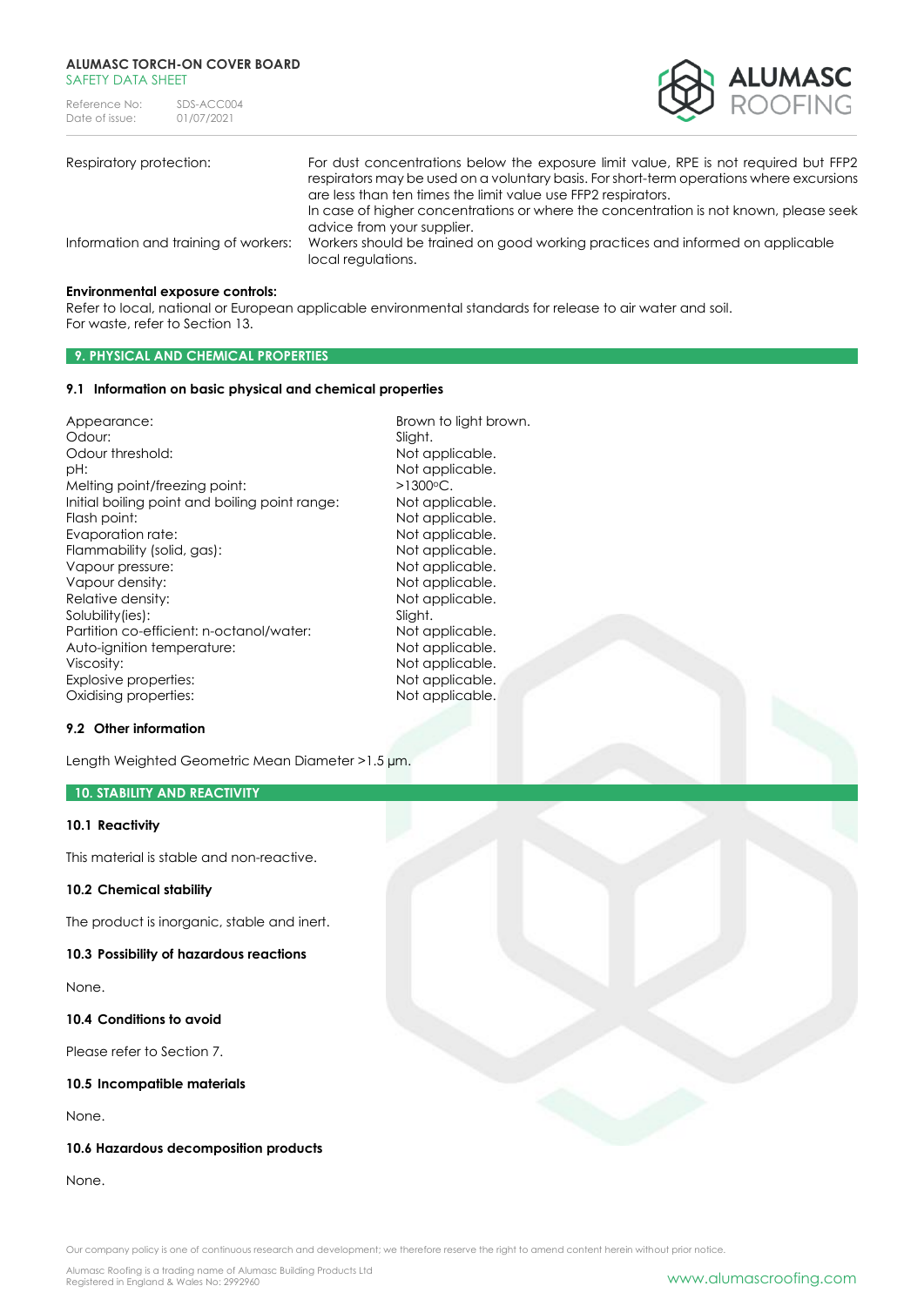| | |
|---|---|
| Respiratory protection: | For dust concentrations below the exposure limit value, RPE is not required but FFP2 respirators may be used on a voluntary basis. For short-term operations where excursions are less than ten times the limit value use FFP2 respirators. In case of higher concentrations or where the concentration is not known, please seek advice from your supplier. |
| Information and training of workers: | Workers should be trained on good working practices and informed on applicable local regulations. |

**Environmental exposure controls:**
Refer to local, national or European applicable environmental standards for release to air water and soil.
For waste, refer to Section 13.

## 9. PHYSICAL AND CHEMICAL PROPERTIES

### 9.1 Information on basic physical and chemical properties

| | |
|---|---|
| Appearance: | Brown to light brown. |
| Odour: | Slight. |
| Odour threshold: | Not applicable. |
| pH: | Not applicable. |
| Melting point/freezing point: | >1300ºC. |
| Initial boiling point and boiling point range: | Not applicable. |
| Flash point: | Not applicable. |
| Evaporation rate: | Not applicable. |
| Flammability (solid, gas): | Not applicable. |
| Vapour pressure: | Not applicable. |
| Vapour density: | Not applicable. |
| Relative density: | Not applicable. |
| Solubility(ies): | Slight. |
| Partition co-efficient: n-octanol/water: | Not applicable. |
| Auto-ignition temperature: | Not applicable. |
| Viscosity: | Not applicable. |
| Explosive properties: | Not applicable. |
| Oxidising properties: | Not applicable. |

### 9.2 Other information

Length Weighted Geometric Mean Diameter >1.5 µm.

## 10. STABILITY AND REACTIVITY

### 10.1 Reactivity

This material is stable and non-reactive.

### 10.2 Chemical stability

The product is inorganic, stable and inert.

### 10.3 Possibility of hazardous reactions

None.

### 10.4 Conditions to avoid

Please refer to Section 7.

### 10.5 Incompatible materials

None.

### 10.6 Hazardous decomposition products

None.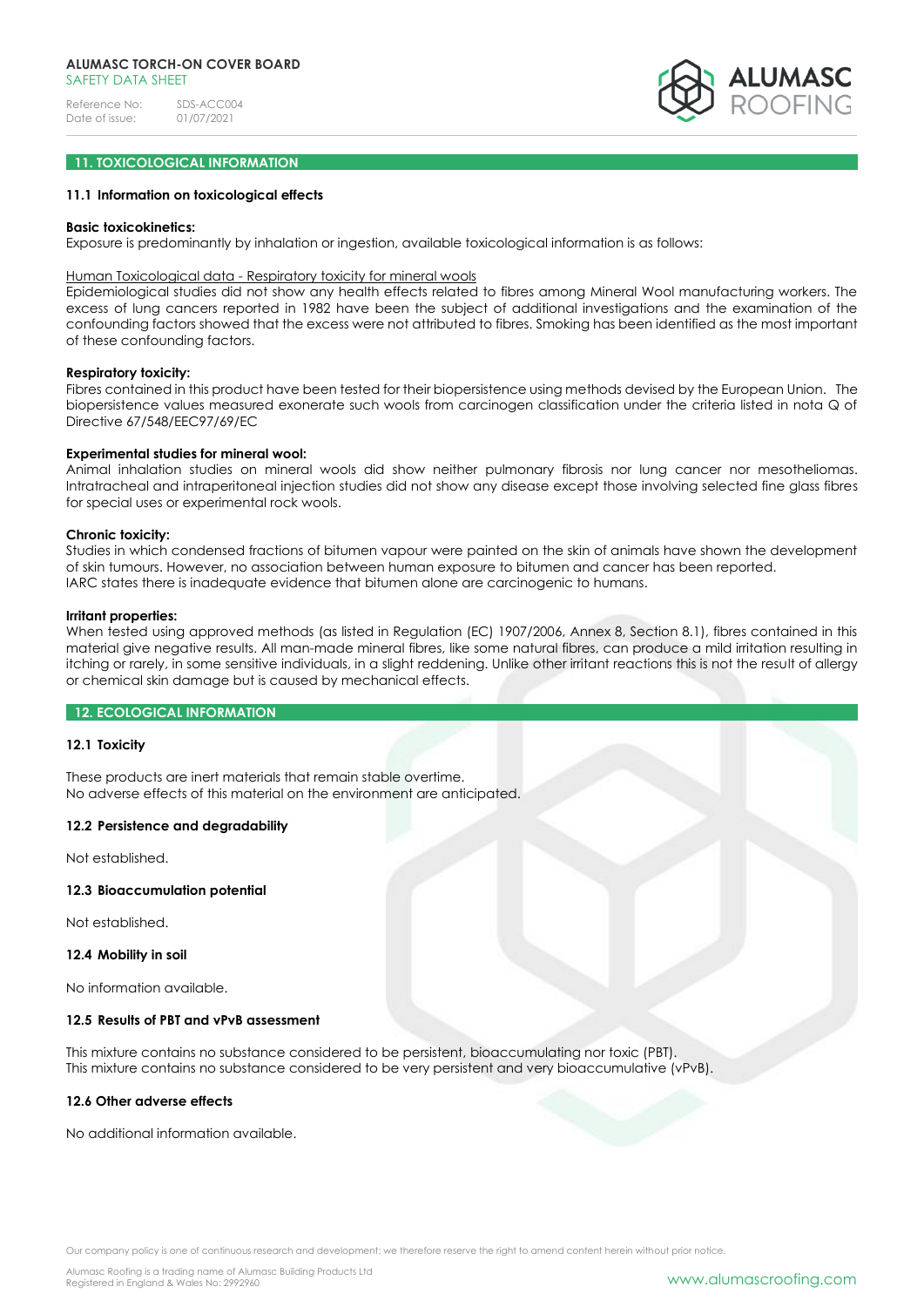## 11. TOXICOLOGICAL INFORMATION

### 11.1 Information on toxicological effects

**Basic toxicokinetics:**
Exposure is predominantly by inhalation or ingestion, available toxicological information is as follows:

Human Toxicological data - Respiratory toxicity for mineral wools
Epidemiological studies did not show any health effects related to fibres among Mineral Wool manufacturing workers. The excess of lung cancers reported in 1982 have been the subject of additional investigations and the examination of the confounding factors showed that the excess were not attributed to fibres. Smoking has been identified as the most important of these confounding factors.

**Respiratory toxicity:**
Fibres contained in this product have been tested for their biopersistence using methods devised by the European Union. The biopersistence values measured exonerate such wools from carcinogen classification under the criteria listed in nota Q of Directive 67/548/EEC97/69/EC

**Experimental studies for mineral wool:**
Animal inhalation studies on mineral wools did show neither pulmonary fibrosis nor lung cancer nor mesotheliomas. Intratracheal and intraperitoneal injection studies did not show any disease except those involving selected fine glass fibres for special uses or experimental rock wools.

**Chronic toxicity:**
Studies in which condensed fractions of bitumen vapour were painted on the skin of animals have shown the development of skin tumours. However, no association between human exposure to bitumen and cancer has been reported.
IARC states there is inadequate evidence that bitumen alone are carcinogenic to humans.

**Irritant properties:**
When tested using approved methods (as listed in Regulation (EC) 1907/2006, Annex 8, Section 8.1), fibres contained in this material give negative results. All man-made mineral fibres, like some natural fibres, can produce a mild irritation resulting in itching or rarely, in some sensitive individuals, in a slight reddening. Unlike other irritant reactions this is not the result of allergy or chemical skin damage but is caused by mechanical effects.

## 12. ECOLOGICAL INFORMATION

### 12.1 Toxicity

These products are inert materials that remain stable overtime.
No adverse effects of this material on the environment are anticipated.

### 12.2 Persistence and degradability

Not established.

### 12.3 Bioaccumulation potential

Not established.

### 12.4 Mobility in soil

No information available.

### 12.5 Results of PBT and vPvB assessment

This mixture contains no substance considered to be persistent, bioaccumulating nor toxic (PBT).
This mixture contains no substance considered to be very persistent and very bioaccumulative (vPvB).

### 12.6 Other adverse effects

No additional information available.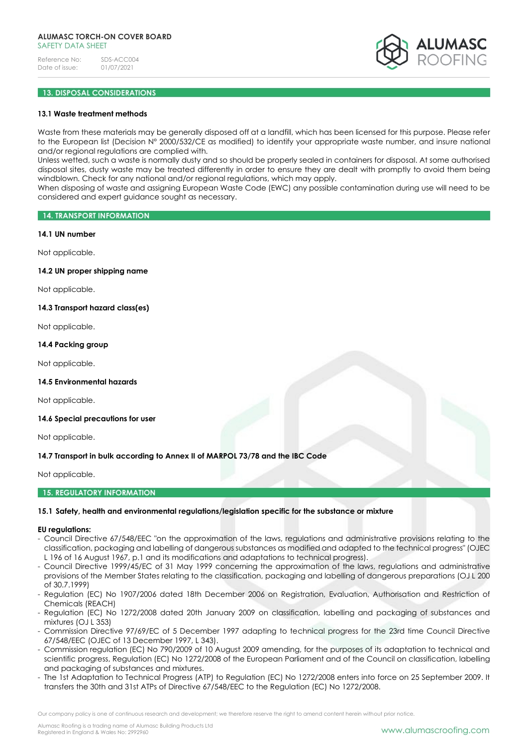## 13. DISPOSAL CONSIDERATIONS

### 13.1 Waste treatment methods

Waste from these materials may be generally disposed off at a landfill, which has been licensed for this purpose. Please refer to the European list (Decision N° 2000/532/CE as modified) to identify your appropriate waste number, and insure national and/or regional regulations are complied with.
Unless wetted, such a waste is normally dusty and so should be properly sealed in containers for disposal. At some authorised disposal sites, dusty waste may be treated differently in order to ensure they are dealt with promptly to avoid them being windblown. Check for any national and/or regional regulations, which may apply.
When disposing of waste and assigning European Waste Code (EWC) any possible contamination during use will need to be considered and expert guidance sought as necessary.

## 14. TRANSPORT INFORMATION

### 14.1 UN number

Not applicable.

### 14.2 UN proper shipping name

Not applicable.

### 14.3 Transport hazard class(es)

Not applicable.

### 14.4 Packing group

Not applicable.

### 14.5 Environmental hazards

Not applicable.

### 14.6 Special precautions for user

Not applicable.

### 14.7 Transport in bulk according to Annex II of MARPOL 73/78 and the IBC Code

Not applicable.

## 15. REGULATORY INFORMATION

### 15.1 Safety, health and environmental regulations/legislation specific for the substance or mixture

**EU regulations:**

- Council Directive 67/548/EEC "on the approximation of the laws, regulations and administrative provisions relating to the classification, packaging and labelling of dangerous substances as modified and adapted to the technical progress" (OJEC L 196 of 16 August 1967, p.1 and its modifications and adaptations to technical progress).
- Council Directive 1999/45/EC of 31 May 1999 concerning the approximation of the laws, regulations and administrative provisions of the Member States relating to the classification, packaging and labelling of dangerous preparations (OJ L 200 of 30.7.1999)
- Regulation (EC) No 1907/2006 dated 18th December 2006 on Registration, Evaluation, Authorisation and Restriction of Chemicals (REACH)
- Regulation (EC) No 1272/2008 dated 20th January 2009 on classification, labelling and packaging of substances and mixtures (OJ L 353)
- Commission Directive 97/69/EC of 5 December 1997 adapting to technical progress for the 23rd time Council Directive 67/548/EEC (OJEC of 13 December 1997, L 343).
- Commission regulation (EC) No 790/2009 of 10 August 2009 amending, for the purposes of its adaptation to technical and scientific progress, Regulation (EC) No 1272/2008 of the European Parliament and of the Council on classification, labelling and packaging of substances and mixtures.
- The 1st Adaptation to Technical Progress (ATP) to Regulation (EC) No 1272/2008 enters into force on 25 September 2009. It transfers the 30th and 31st ATPs of Directive 67/548/EEC to the Regulation (EC) No 1272/2008.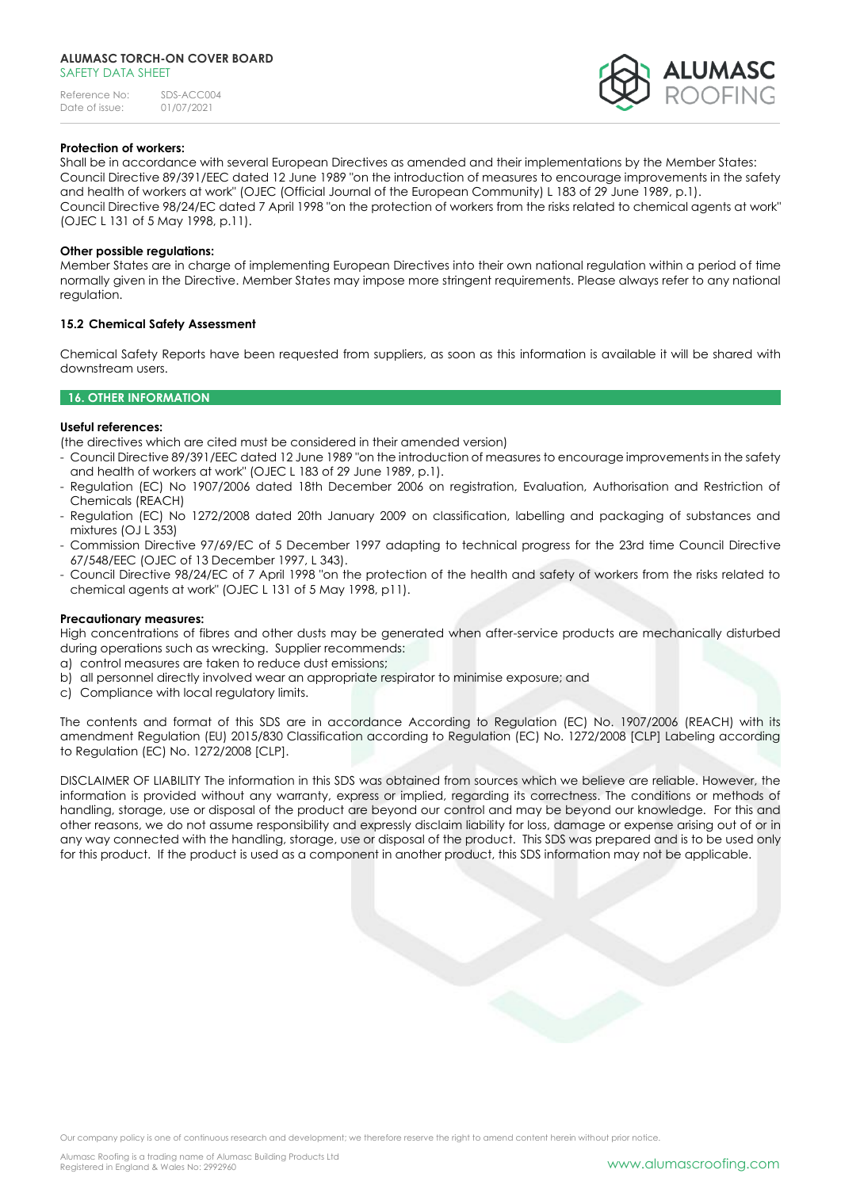**Protection of workers:**
Shall be in accordance with several European Directives as amended and their implementations by the Member States:
Council Directive 89/391/EEC dated 12 June 1989 "on the introduction of measures to encourage improvements in the safety and health of workers at work" (OJEC (Official Journal of the European Community) L 183 of 29 June 1989, p.1).
Council Directive 98/24/EC dated 7 April 1998 "on the protection of workers from the risks related to chemical agents at work" (OJEC L 131 of 5 May 1998, p.11).

**Other possible regulations:**
Member States are in charge of implementing European Directives into their own national regulation within a period of time normally given in the Directive. Member States may impose more stringent requirements. Please always refer to any national regulation.

### 15.2 Chemical Safety Assessment

Chemical Safety Reports have been requested from suppliers, as soon as this information is available it will be shared with downstream users.

## 16. OTHER INFORMATION

**Useful references:**
(the directives which are cited must be considered in their amended version)

- Council Directive 89/391/EEC dated 12 June 1989 "on the introduction of measures to encourage improvements in the safety and health of workers at work" (OJEC L 183 of 29 June 1989, p.1).
- Regulation (EC) No 1907/2006 dated 18th December 2006 on registration, Evaluation, Authorisation and Restriction of Chemicals (REACH)
- Regulation (EC) No 1272/2008 dated 20th January 2009 on classification, labelling and packaging of substances and mixtures (OJ L 353)
- Commission Directive 97/69/EC of 5 December 1997 adapting to technical progress for the 23rd time Council Directive 67/548/EEC (OJEC of 13 December 1997, L 343).
- Council Directive 98/24/EC of 7 April 1998 "on the protection of the health and safety of workers from the risks related to chemical agents at work" (OJEC L 131 of 5 May 1998, p11).

**Precautionary measures:**
High concentrations of fibres and other dusts may be generated when after-service products are mechanically disturbed during operations such as wrecking. Supplier recommends:

a) control measures are taken to reduce dust emissions;
b) all personnel directly involved wear an appropriate respirator to minimise exposure; and
c) Compliance with local regulatory limits.

The contents and format of this SDS are in accordance According to Regulation (EC) No. 1907/2006 (REACH) with its amendment Regulation (EU) 2015/830 Classification according to Regulation (EC) No. 1272/2008 [CLP] Labeling according to Regulation (EC) No. 1272/2008 [CLP].

DISCLAIMER OF LIABILITY The information in this SDS was obtained from sources which we believe are reliable. However, the information is provided without any warranty, express or implied, regarding its correctness. The conditions or methods of handling, storage, use or disposal of the product are beyond our control and may be beyond our knowledge. For this and other reasons, we do not assume responsibility and expressly disclaim liability for loss, damage or expense arising out of or in any way connected with the handling, storage, use or disposal of the product. This SDS was prepared and is to be used only for this product. If the product is used as a component in another product, this SDS information may not be applicable.